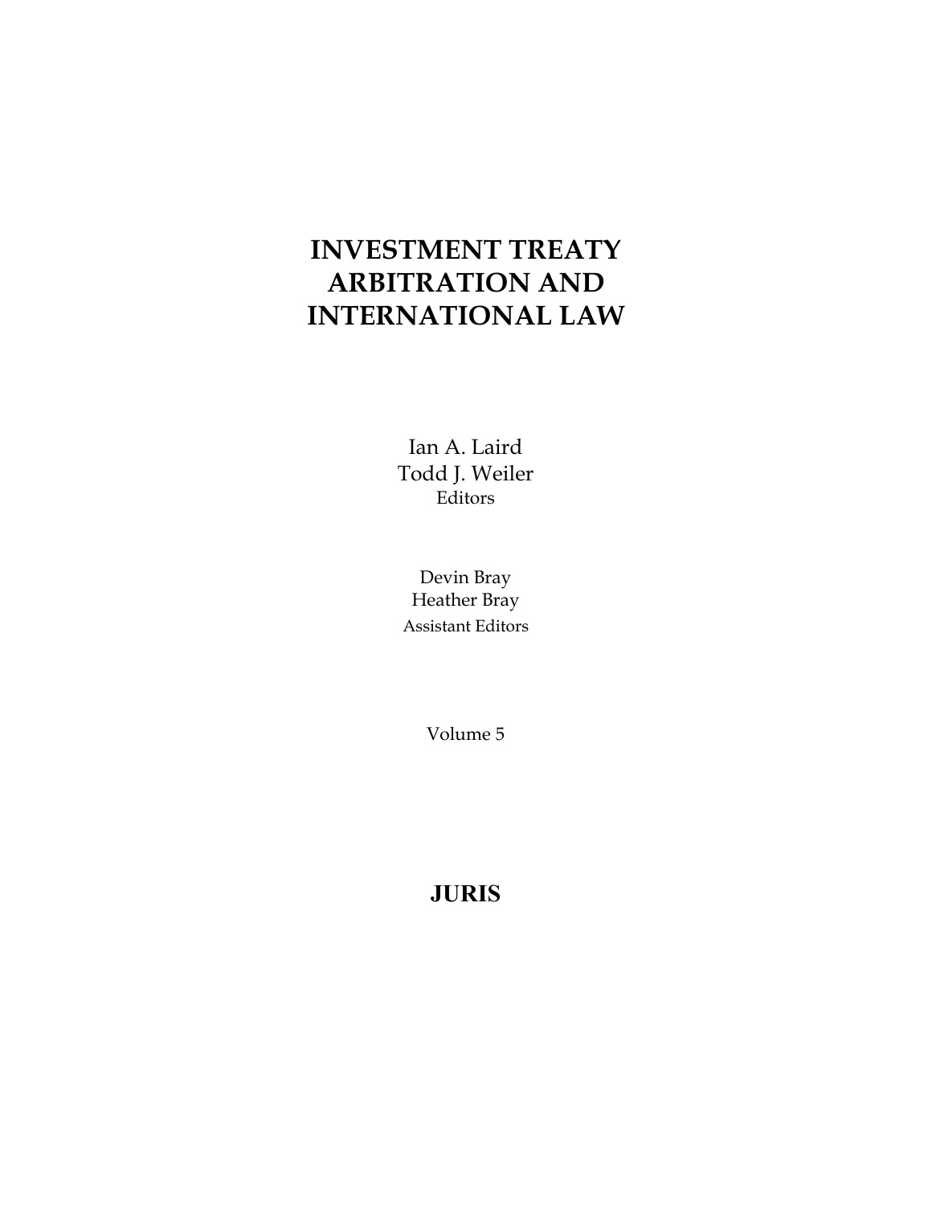# INVESTMENT TREATY ARBITRATION AND INTERNATIONAL LAW

Ian A. Laird
Todd J. Weiler
Editors

Devin Bray
Heather Bray
Assistant Editors

Volume 5

**JURIS**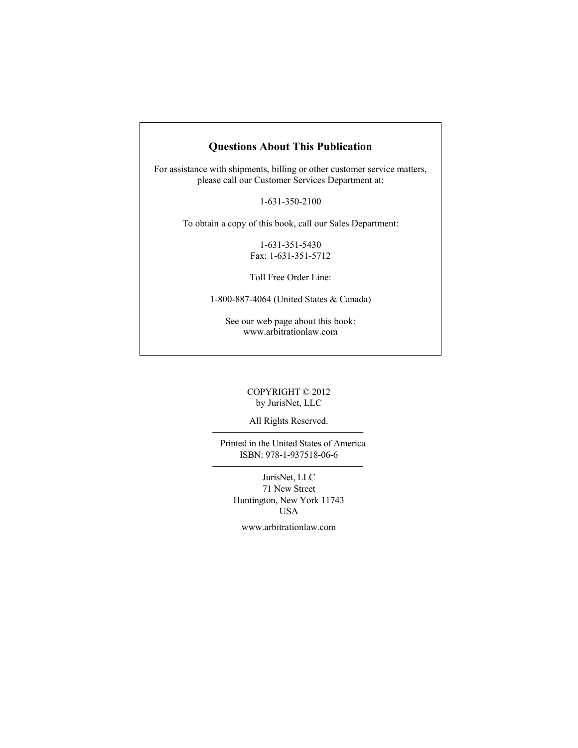## Questions About This Publication

For assistance with shipments, billing or other customer service matters, please call our Customer Services Department at:

1-631-350-2100

To obtain a copy of this book, call our Sales Department:

1-631-351-5430
Fax: 1-631-351-5712

Toll Free Order Line:

1-800-887-4064 (United States & Canada)

See our web page about this book:
www.arbitrationlaw.com

COPYRIGHT © 2012
by JurisNet, LLC

All Rights Reserved.

---

Printed in the United States of America
ISBN: 978-1-937518-06-6

---

JurisNet, LLC
71 New Street
Huntington, New York 11743
USA

www.arbitrationlaw.com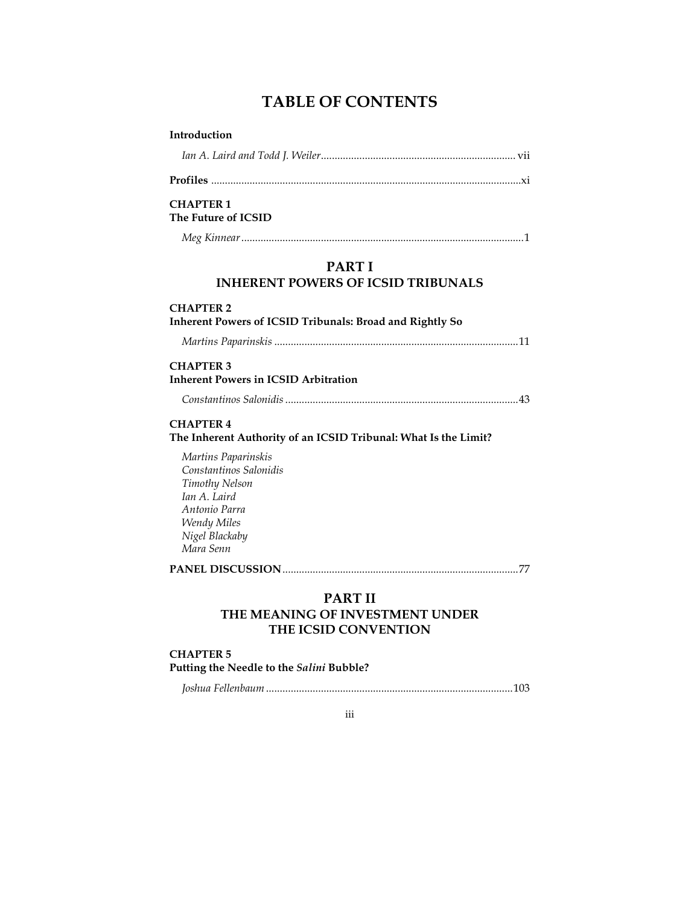# TABLE OF CONTENTS

**Introduction**

*Ian A. Laird and Todd J. Weiler* ...................................................................... vii

**Profiles** ................................................................................................................xi

**CHAPTER 1**
**The Future of ICSID**

*Meg Kinnear* ......................................................................................................1

## PART I
## INHERENT POWERS OF ICSID TRIBUNALS

**CHAPTER 2**
**Inherent Powers of ICSID Tribunals: Broad and Rightly So**

*Martins Paparinskis* ........................................................................................11

**CHAPTER 3**
**Inherent Powers in ICSID Arbitration**

*Constantinos Salonidis* ....................................................................................43

**CHAPTER 4**
**The Inherent Authority of an ICSID Tribunal: What Is the Limit?**

*Martins Paparinskis*
*Constantinos Salonidis*
*Timothy Nelson*
*Ian A. Laird*
*Antonio Parra*
*Wendy Miles*
*Nigel Blackaby*
*Mara Senn*

**PANEL DISCUSSION**.....................................................................................77

## PART II
## THE MEANING OF INVESTMENT UNDER THE ICSID CONVENTION

**CHAPTER 5**
**Putting the Needle to the *Salini* Bubble?**

*Joshua Fellenbaum* .........................................................................................103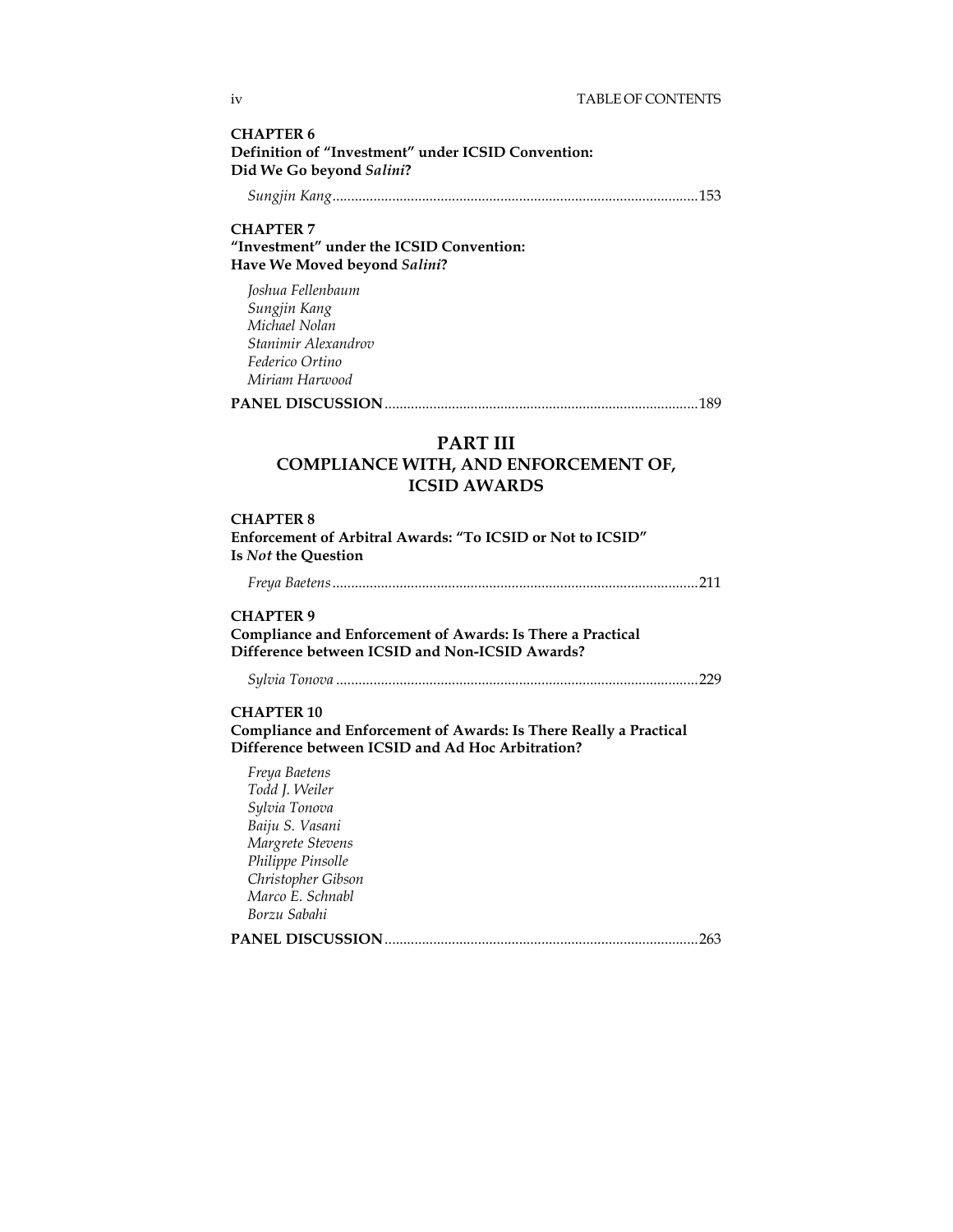**CHAPTER 6**
**Definition of "Investment" under ICSID Convention: Did We Go beyond *Salini*?**

*Sungjin Kang*.................................................................................................153

**CHAPTER 7**
**"Investment" under the ICSID Convention: Have We Moved beyond *Salini*?**

*Joshua Fellenbaum*
*Sungjin Kang*
*Michael Nolan*
*Stanimir Alexandrov*
*Federico Ortino*
*Miriam Harwood*

**PANEL DISCUSSION**...................................................................................189

# PART III
# COMPLIANCE WITH, AND ENFORCEMENT OF, ICSID AWARDS

**CHAPTER 8**
**Enforcement of Arbitral Awards: "To ICSID or Not to ICSID" Is *Not* the Question**

*Freya Baetens*.................................................................................................211

**CHAPTER 9**
**Compliance and Enforcement of Awards: Is There a Practical Difference between ICSID and Non-ICSID Awards?**

*Sylvia Tonova*................................................................................................229

**CHAPTER 10**
**Compliance and Enforcement of Awards: Is There Really a Practical Difference between ICSID and Ad Hoc Arbitration?**

*Freya Baetens*
*Todd J. Weiler*
*Sylvia Tonova*
*Baiju S. Vasani*
*Margrete Stevens*
*Philippe Pinsolle*
*Christopher Gibson*
*Marco E. Schnabl*
*Borzu Sabahi*

**PANEL DISCUSSION**...................................................................................263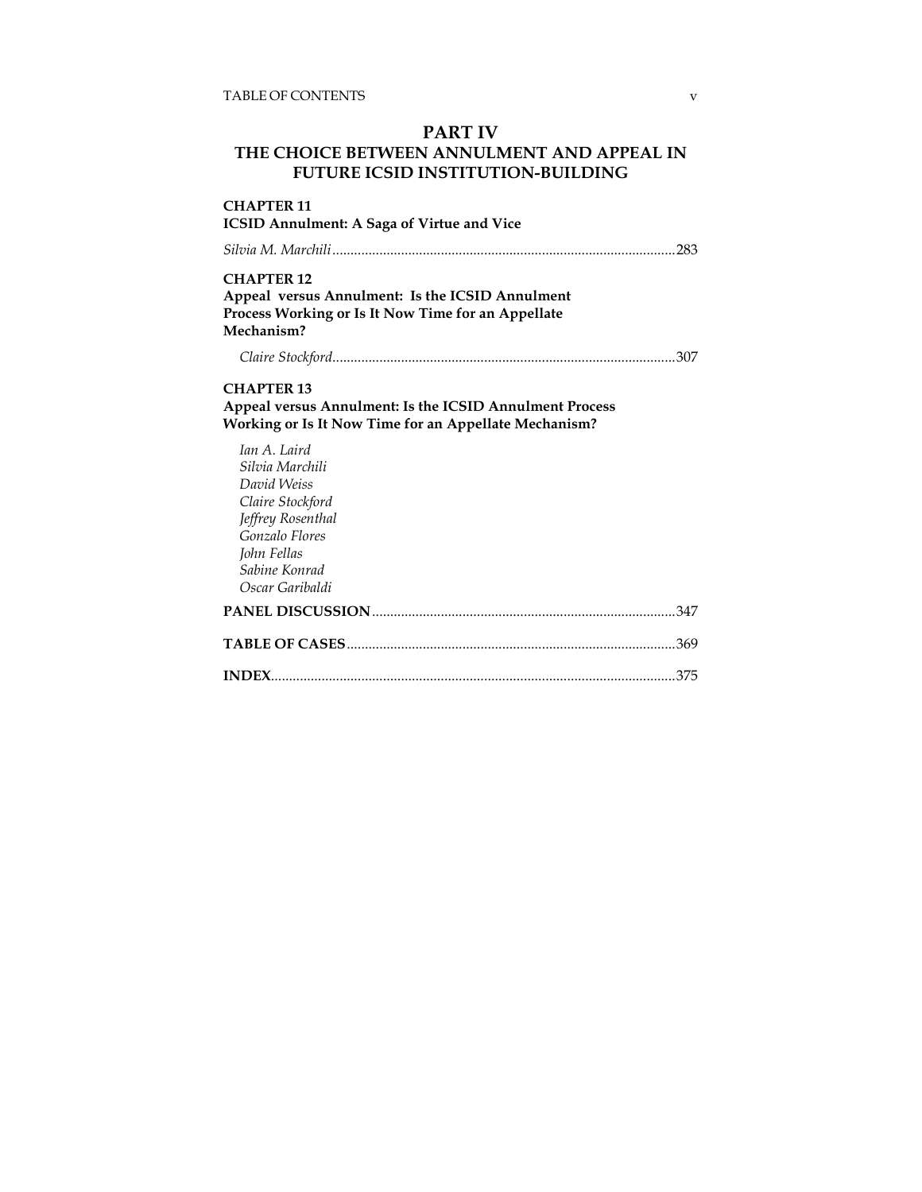# PART IV
# THE CHOICE BETWEEN ANNULMENT AND APPEAL IN FUTURE ICSID INSTITUTION-BUILDING

**CHAPTER 11**
**ICSID Annulment: A Saga of Virtue and Vice**

*Silvia M. Marchili* ............................................................................................283

**CHAPTER 12**
**Appeal versus Annulment: Is the ICSID Annulment Process Working or Is It Now Time for an Appellate Mechanism?**

*Claire Stockford*............................................................................................307

**CHAPTER 13**
**Appeal versus Annulment: Is the ICSID Annulment Process Working or Is It Now Time for an Appellate Mechanism?**

*Ian A. Laird*
*Silvia Marchili*
*David Weiss*
*Claire Stockford*
*Jeffrey Rosenthal*
*Gonzalo Flores*
*John Fellas*
*Sabine Konrad*
*Oscar Garibaldi*

**PANEL DISCUSSION**..................................................................................347

**TABLE OF CASES**.........................................................................................369

**INDEX**..............................................................................................................375